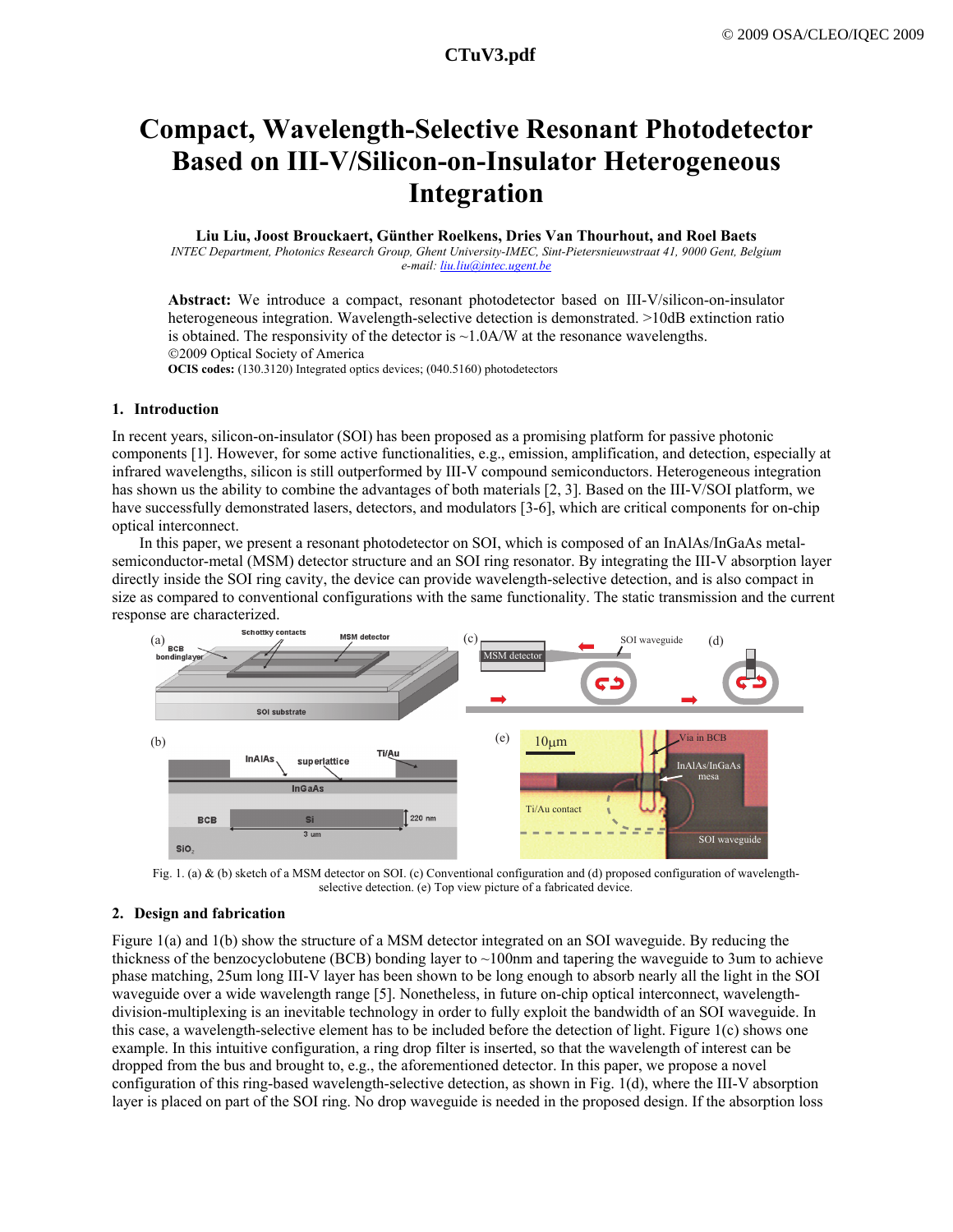# Compact, Wavelength-Selective Resonant Photodetector Based on III-V/Silicon-on-Insulator Heterogeneous Integration

**Liu Liu, Joost Brouckaert, Günther Roelkens, Dries Van Thourhout, and Roel Baets**

*INTEC Department, Photonics Research Group, Ghent University-IMEC, Sint-Pietersnieuwstraat 41, 9000 Gent, Belgium*
*e-mail: liu.liu@intec.ugent.be*

**Abstract:** We introduce a compact, resonant photodetector based on III-V/silicon-on-insulator heterogeneous integration. Wavelength-selective detection is demonstrated. >10dB extinction ratio is obtained. The responsivity of the detector is ~1.0A/W at the resonance wavelengths.
©2009 Optical Society of America
**OCIS codes:** (130.3120) Integrated optics devices; (040.5160) photodetectors

## 1. Introduction

In recent years, silicon-on-insulator (SOI) has been proposed as a promising platform for passive photonic components [1]. However, for some active functionalities, e.g., emission, amplification, and detection, especially at infrared wavelengths, silicon is still outperformed by III-V compound semiconductors. Heterogeneous integration has shown us the ability to combine the advantages of both materials [2, 3]. Based on the III-V/SOI platform, we have successfully demonstrated lasers, detectors, and modulators [3-6], which are critical components for on-chip optical interconnect.

In this paper, we present a resonant photodetector on SOI, which is composed of an InAlAs/InGaAs metal-semiconductor-metal (MSM) detector structure and an SOI ring resonator. By integrating the III-V absorption layer directly inside the SOI ring cavity, the device can provide wavelength-selective detection, and is also compact in size as compared to conventional configurations with the same functionality. The static transmission and the current response are characterized.

Fig. 1. (a) & (b) sketch of a MSM detector on SOI. (c) Conventional configuration and (d) proposed configuration of wavelength-selective detection. (e) Top view picture of a fabricated device.

## 2. Design and fabrication

Figure 1(a) and 1(b) show the structure of a MSM detector integrated on an SOI waveguide. By reducing the thickness of the benzocyclobutene (BCB) bonding layer to ~100nm and tapering the waveguide to 3um to achieve phase matching, 25um long III-V layer has been shown to be long enough to absorb nearly all the light in the SOI waveguide over a wide wavelength range [5]. Nonetheless, in future on-chip optical interconnect, wavelength-division-multiplexing is an inevitable technology in order to fully exploit the bandwidth of an SOI waveguide. In this case, a wavelength-selective element has to be included before the detection of light. Figure 1(c) shows one example. In this intuitive configuration, a ring drop filter is inserted, so that the wavelength of interest can be dropped from the bus and brought to, e.g., the aforementioned detector. In this paper, we propose a novel configuration of this ring-based wavelength-selective detection, as shown in Fig. 1(d), where the III-V absorption layer is placed on part of the SOI ring. No drop waveguide is needed in the proposed design. If the absorption loss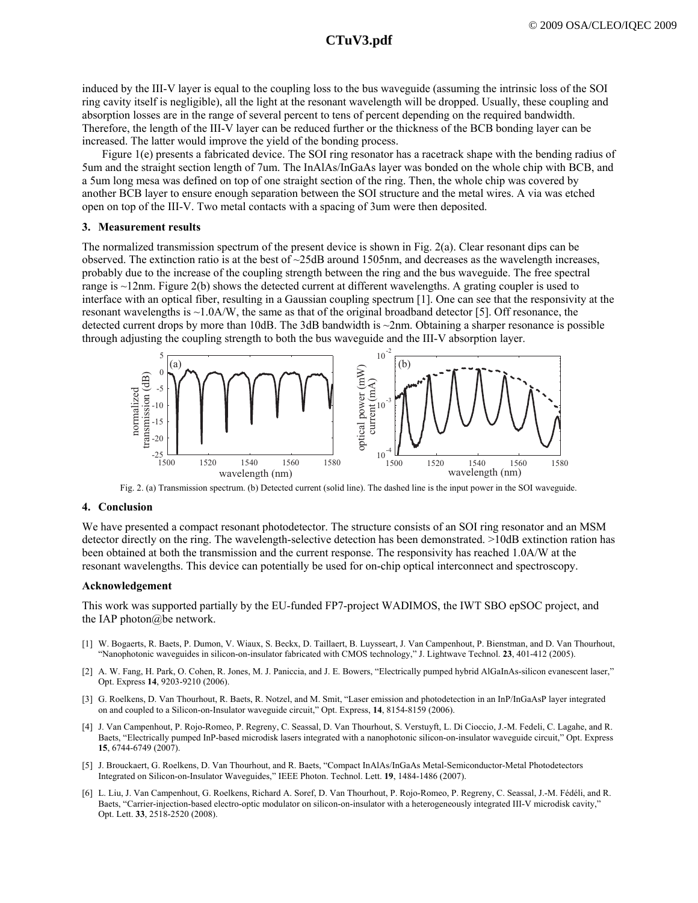induced by the III-V layer is equal to the coupling loss to the bus waveguide (assuming the intrinsic loss of the SOI ring cavity itself is negligible), all the light at the resonant wavelength will be dropped. Usually, these coupling and absorption losses are in the range of several percent to tens of percent depending on the required bandwidth. Therefore, the length of the III-V layer can be reduced further or the thickness of the BCB bonding layer can be increased. The latter would improve the yield of the bonding process.

Figure 1(e) presents a fabricated device. The SOI ring resonator has a racetrack shape with the bending radius of 5um and the straight section length of 7um. The InAlAs/InGaAs layer was bonded on the whole chip with BCB, and a 5um long mesa was defined on top of one straight section of the ring. Then, the whole chip was covered by another BCB layer to ensure enough separation between the SOI structure and the metal wires. A via was etched open on top of the III-V. Two metal contacts with a spacing of 3um were then deposited.

### 3. Measurement results

The normalized transmission spectrum of the present device is shown in Fig. 2(a). Clear resonant dips can be observed. The extinction ratio is at the best of ~25dB around 1505nm, and decreases as the wavelength increases, probably due to the increase of the coupling strength between the ring and the bus waveguide. The free spectral range is ~12nm. Figure 2(b) shows the detected current at different wavelengths. A grating coupler is used to interface with an optical fiber, resulting in a Gaussian coupling spectrum [1]. One can see that the responsivity at the resonant wavelengths is ~1.0A/W, the same as that of the original broadband detector [5]. Off resonance, the detected current drops by more than 10dB. The 3dB bandwidth is ~2nm. Obtaining a sharper resonance is possible through adjusting the coupling strength to both the bus waveguide and the III-V absorption layer.

(a)
normalized transmission (dB)
5
0
-5
-10
-15
-20
-25
1500 1520 1540 1560 1580
wavelength (nm)

(b)
optical power (mW) current (mA)
$10^{-2}$
$10^{-3}$
$10^{-4}$
1500 1520 1540 1560 1580
wavelength (nm)

Fig. 2. (a) Transmission spectrum. (b) Detected current (solid line). The dashed line is the input power in the SOI waveguide.

### 4. Conclusion

We have presented a compact resonant photodetector. The structure consists of an SOI ring resonator and an MSM detector directly on the ring. The wavelength-selective detection has been demonstrated. >10dB extinction ration has been obtained at both the transmission and the current response. The responsivity has reached 1.0A/W at the resonant wavelengths. This device can potentially be used for on-chip optical interconnect and spectroscopy.

#### Acknowledgement

This work was supported partially by the EU-funded FP7-project WADIMOS, the IWT SBO epSOC project, and the IAP photon@be network.

[1] W. Bogaerts, R. Baets, P. Dumon, V. Wiaux, S. Beckx, D. Taillaert, B. Luyssaert, J. Van Campenhout, P. Bienstman, and D. Van Thourhout, "Nanophotonic waveguides in silicon-on-insulator fabricated with CMOS technology," J. Lightwave Technol. **23**, 401-412 (2005).

[2] A. W. Fang, H. Park, O. Cohen, R. Jones, M. J. Paniccia, and J. E. Bowers, "Electrically pumped hybrid AlGaInAs-silicon evanescent laser," Opt. Express **14**, 9203-9210 (2006).

[3] G. Roelkens, D. Van Thourhout, R. Baets, R. Notzel, and M. Smit, "Laser emission and photodetection in an InP/InGaAsP layer integrated on and coupled to a Silicon-on-Insulator waveguide circuit," Opt. Express, **14**, 8154-8159 (2006).

[4] J. Van Campenhout, P. Rojo-Romeo, P. Regreny, C. Seassal, D. Van Thourhout, S. Verstuyft, L. Di Cioccio, J.-M. Fedeli, C. Lagahe, and R. Baets, "Electrically pumped InP-based microdisk lasers integrated with a nanophotonic silicon-on-insulator waveguide circuit," Opt. Express **15**, 6744-6749 (2007).

[5] J. Brouckaert, G. Roelkens, D. Van Thourhout, and R. Baets, "Compact InAlAs/InGaAs Metal-Semiconductor-Metal Photodetectors Integrated on Silicon-on-Insulator Waveguides," IEEE Photon. Technol. Lett. **19**, 1484-1486 (2007).

[6] L. Liu, J. Van Campenhout, G. Roelkens, Richard A. Soref, D. Van Thourhout, P. Rojo-Romeo, P. Regreny, C. Seassal, J.-M. Fédéli, and R. Baets, "Carrier-injection-based electro-optic modulator on silicon-on-insulator with a heterogeneously integrated III-V microdisk cavity," Opt. Lett. **33**, 2518-2520 (2008).